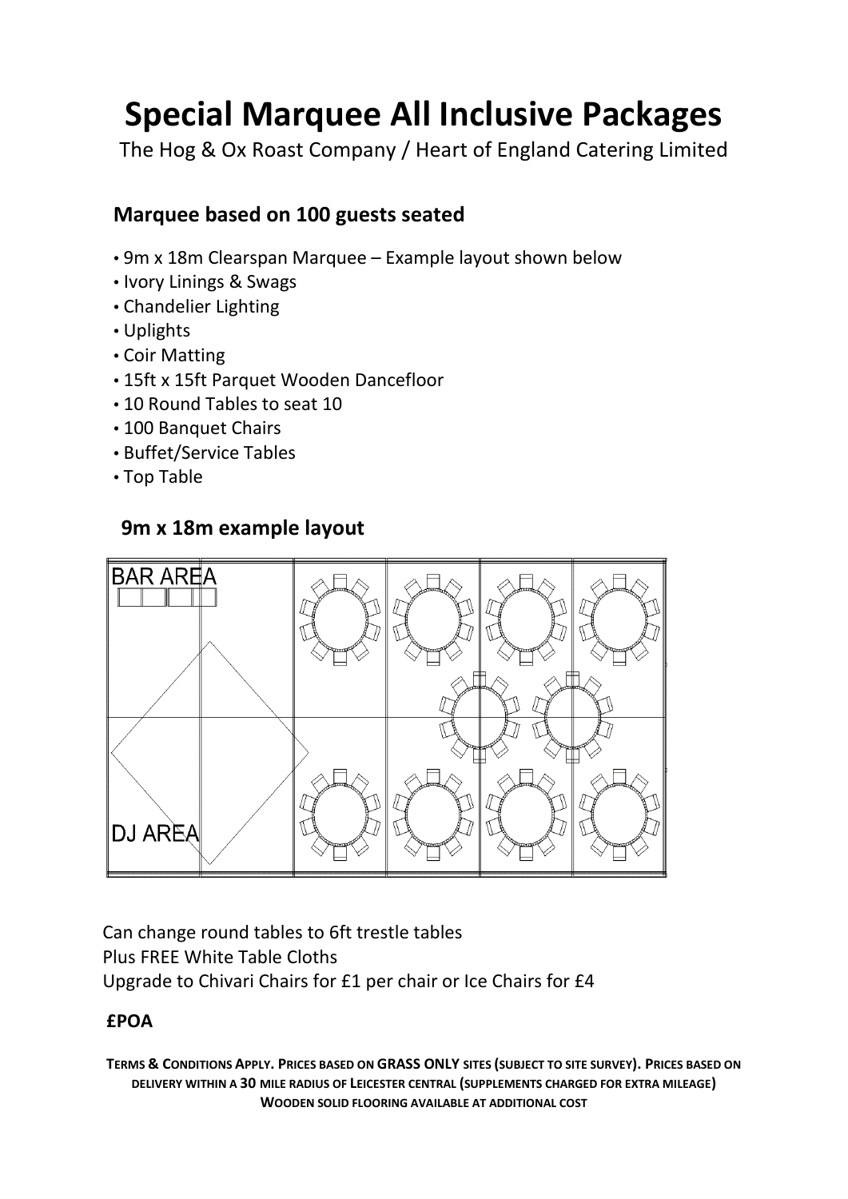# Special Marquee All Inclusive Packages

The Hog & Ox Roast Company / Heart of England Catering Limited

## Marquee based on 100 guests seated

- 9m x 18m Clearspan Marquee – Example layout shown below
- Ivory Linings & Swags
- Chandelier Lighting
- Uplights
- Coir Matting
- 15ft x 15ft Parquet Wooden Dancefloor
- 10 Round Tables to seat 10
- 100 Banquet Chairs
- Buffet/Service Tables
- Top Table

## 9m x 18m example layout

BAR AREA

DJ AREA

Can change round tables to 6ft trestle tables
Plus FREE White Table Cloths
Upgrade to Chivari Chairs for £1 per chair or Ice Chairs for £4

**£POA**

**TERMS & CONDITIONS APPLY. PRICES BASED ON GRASS ONLY SITES (SUBJECT TO SITE SURVEY). PRICES BASED ON DELIVERY WITHIN A 30 MILE RADIUS OF LEICESTER CENTRAL (SUPPLEMENTS CHARGED FOR EXTRA MILEAGE) WOODEN SOLID FLOORING AVAILABLE AT ADDITIONAL COST**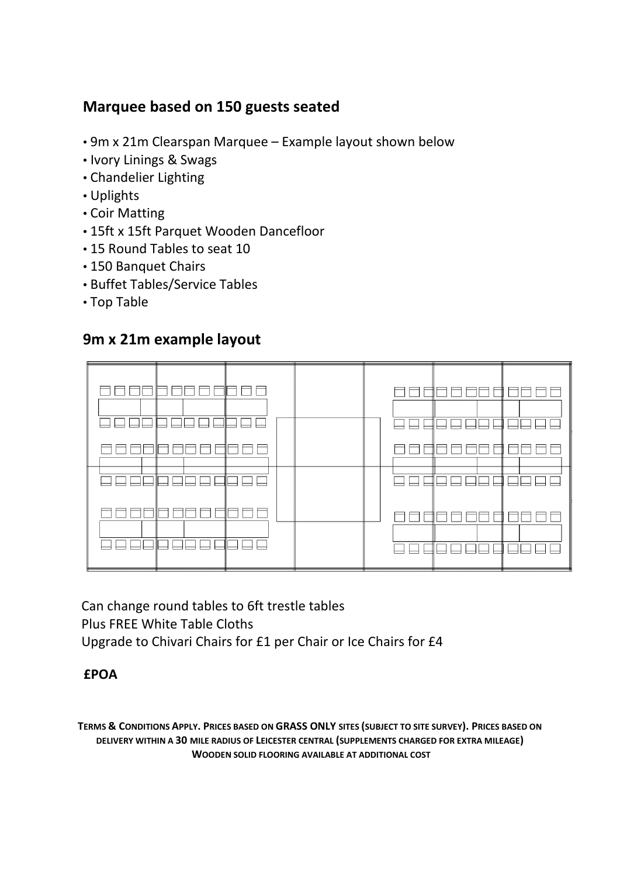## Marquee based on 150 guests seated

- 9m x 21m Clearspan Marquee – Example layout shown below
- Ivory Linings & Swags
- Chandelier Lighting
- Uplights
- Coir Matting
- 15ft x 15ft Parquet Wooden Dancefloor
- 15 Round Tables to seat 10
- 150 Banquet Chairs
- Buffet Tables/Service Tables
- Top Table

## 9m x 21m example layout

Can change round tables to 6ft trestle tables
Plus FREE White Table Cloths
Upgrade to Chivari Chairs for £1 per Chair or Ice Chairs for £4

**£POA**

**TERMS & CONDITIONS APPLY. PRICES BASED ON GRASS ONLY SITES (SUBJECT TO SITE SURVEY). PRICES BASED ON DELIVERY WITHIN A 30 MILE RADIUS OF LEICESTER CENTRAL (SUPPLEMENTS CHARGED FOR EXTRA MILEAGE) WOODEN SOLID FLOORING AVAILABLE AT ADDITIONAL COST**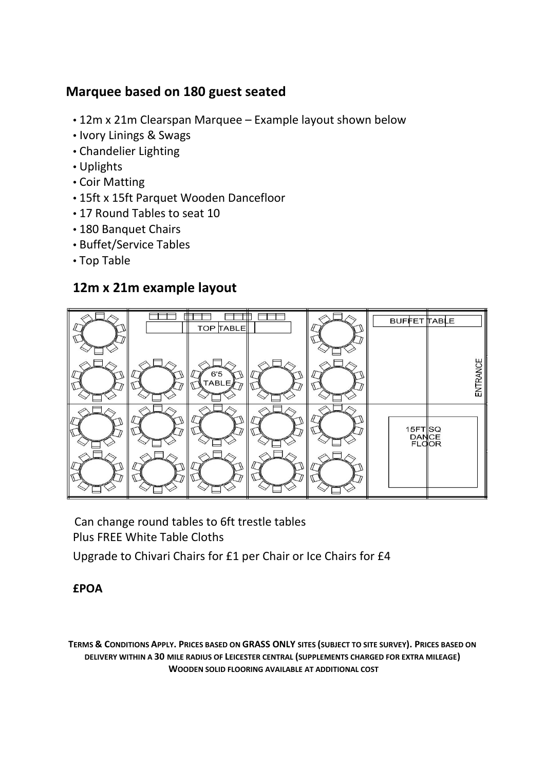## Marquee based on 180 guest seated

- 12m x 21m Clearspan Marquee – Example layout shown below
- Ivory Linings & Swags
- Chandelier Lighting
- Uplights
- Coir Matting
- 15ft x 15ft Parquet Wooden Dancefloor
- 17 Round Tables to seat 10
- 180 Banquet Chairs
- Buffet/Service Tables
- Top Table

## 12m x 21m example layout

TOP TABLE

6'5 TABLE

BUFFET TABLE

ENTRANCE

15FT SQ DANCE FLOOR

Can change round tables to 6ft trestle tables

Plus FREE White Table Cloths

Upgrade to Chivari Chairs for £1 per Chair or Ice Chairs for £4

**£POA**

**TERMS & CONDITIONS APPLY. PRICES BASED ON GRASS ONLY SITES (SUBJECT TO SITE SURVEY). PRICES BASED ON DELIVERY WITHIN A 30 MILE RADIUS OF LEICESTER CENTRAL (SUPPLEMENTS CHARGED FOR EXTRA MILEAGE)**
**WOODEN SOLID FLOORING AVAILABLE AT ADDITIONAL COST**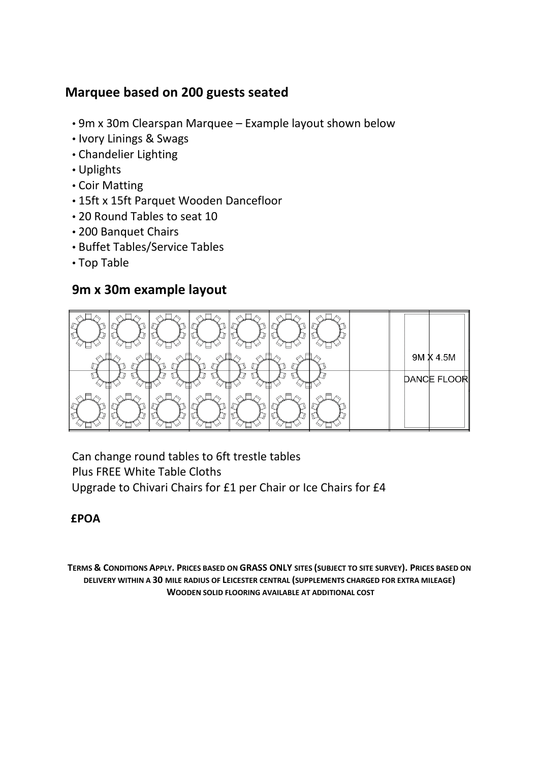## Marquee based on 200 guests seated

- 9m x 30m Clearspan Marquee – Example layout shown below
- Ivory Linings & Swags
- Chandelier Lighting
- Uplights
- Coir Matting
- 15ft x 15ft Parquet Wooden Dancefloor
- 20 Round Tables to seat 10
- 200 Banquet Chairs
- Buffet Tables/Service Tables
- Top Table

## 9m x 30m example layout

9M X 4.5M

DANCE FLOOR

Can change round tables to 6ft trestle tables
Plus FREE White Table Cloths
Upgrade to Chivari Chairs for £1 per Chair or Ice Chairs for £4

**£POA**

**TERMS & CONDITIONS APPLY. PRICES BASED ON GRASS ONLY SITES (SUBJECT TO SITE SURVEY). PRICES BASED ON DELIVERY WITHIN A 30 MILE RADIUS OF LEICESTER CENTRAL (SUPPLEMENTS CHARGED FOR EXTRA MILEAGE) WOODEN SOLID FLOORING AVAILABLE AT ADDITIONAL COST**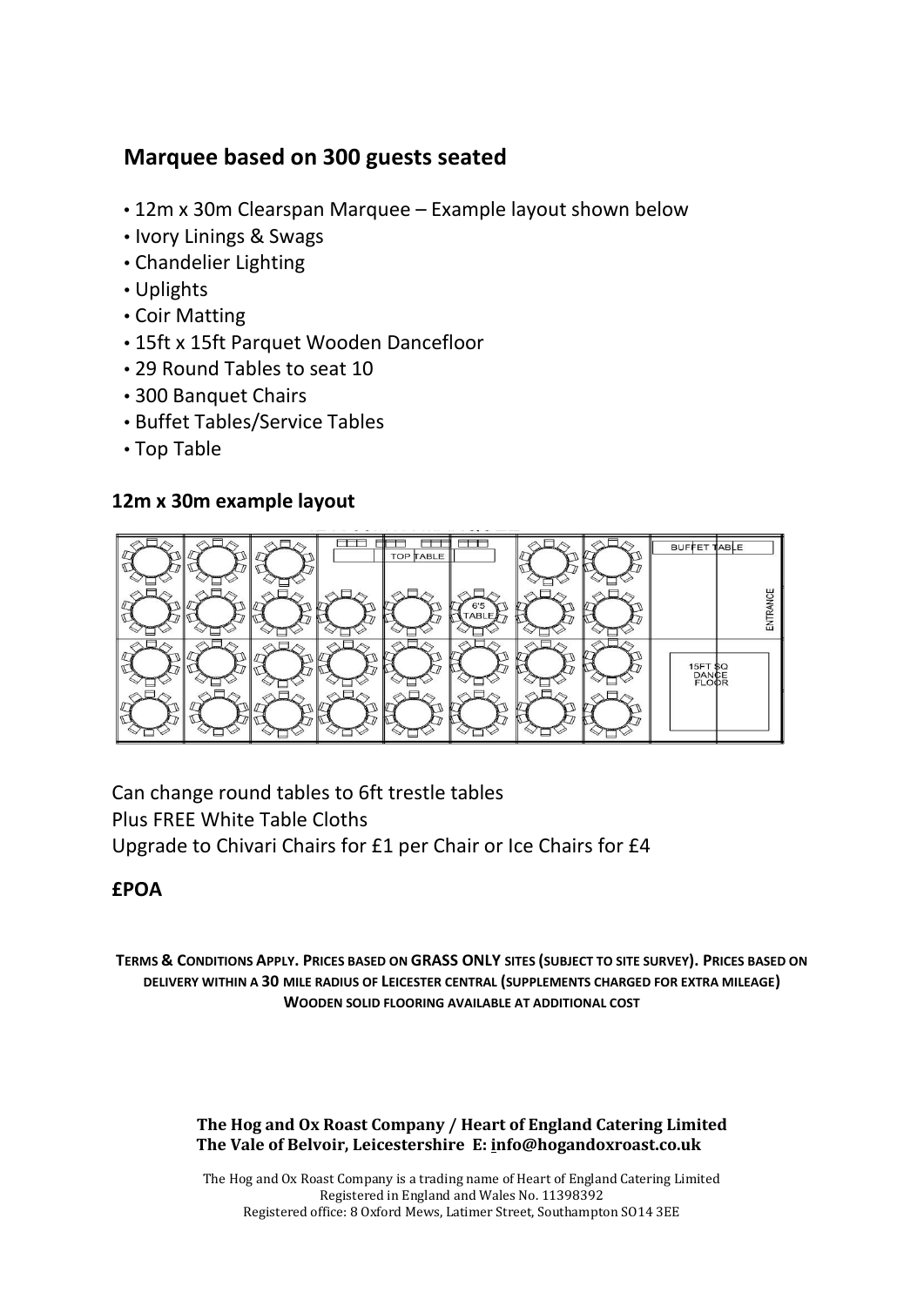## Marquee based on 300 guests seated

- 12m x 30m Clearspan Marquee – Example layout shown below
- Ivory Linings & Swags
- Chandelier Lighting
- Uplights
- Coir Matting
- 15ft x 15ft Parquet Wooden Dancefloor
- 29 Round Tables to seat 10
- 300 Banquet Chairs
- Buffet Tables/Service Tables
- Top Table

### 12m x 30m example layout

TOP TABLE
BUFFET TABLE
6'5 TABLE
ENTRANCE
15FT SQ DANCE FLOOR

Can change round tables to 6ft trestle tables
Plus FREE White Table Cloths
Upgrade to Chivari Chairs for £1 per Chair or Ice Chairs for £4

**£POA**

**TERMS & CONDITIONS APPLY. PRICES BASED ON GRASS ONLY SITES (SUBJECT TO SITE SURVEY). PRICES BASED ON DELIVERY WITHIN A 30 MILE RADIUS OF LEICESTER CENTRAL (SUPPLEMENTS CHARGED FOR EXTRA MILEAGE)**
**WOODEN SOLID FLOORING AVAILABLE AT ADDITIONAL COST**

**The Hog and Ox Roast Company / Heart of England Catering Limited**
**The Vale of Belvoir, Leicestershire E: info@hogandoxroast.co.uk**

The Hog and Ox Roast Company is a trading name of Heart of England Catering Limited
Registered in England and Wales No. 11398392
Registered office: 8 Oxford Mews, Latimer Street, Southampton SO14 3EE